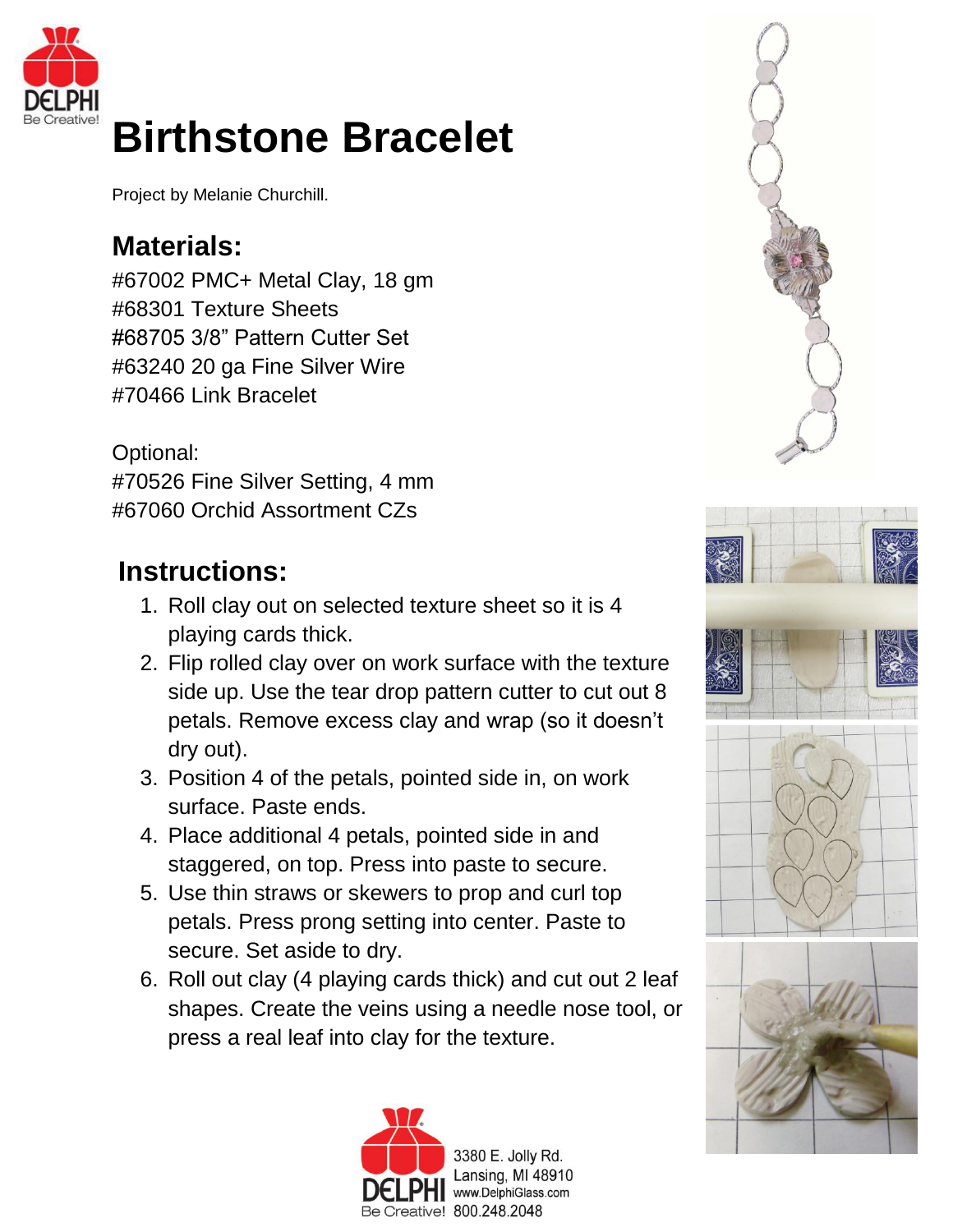# Birthstone Bracelet

Project by Melanie Churchill.

## Materials:

#67002 PMC+ Metal Clay, 18 gm
#68301 Texture Sheets
#68705 3/8" Pattern Cutter Set
#63240 20 ga Fine Silver Wire
#70466 Link Bracelet

Optional:
#70526 Fine Silver Setting, 4 mm
#67060 Orchid Assortment CZs

## Instructions:

1. Roll clay out on selected texture sheet so it is 4 playing cards thick.
2. Flip rolled clay over on work surface with the texture side up. Use the tear drop pattern cutter to cut out 8 petals. Remove excess clay and wrap (so it doesn't dry out).
3. Position 4 of the petals, pointed side in, on work surface. Paste ends.
4. Place additional 4 petals, pointed side in and staggered, on top. Press into paste to secure.
5. Use thin straws or skewers to prop and curl top petals. Press prong setting into center. Paste to secure. Set aside to dry.
6. Roll out clay (4 playing cards thick) and cut out 2 leaf shapes. Create the veins using a needle nose tool, or press a real leaf into clay for the texture.

3380 E. Jolly Rd.
Lansing, MI 48910
www.DelphiGlass.com
800.248.2048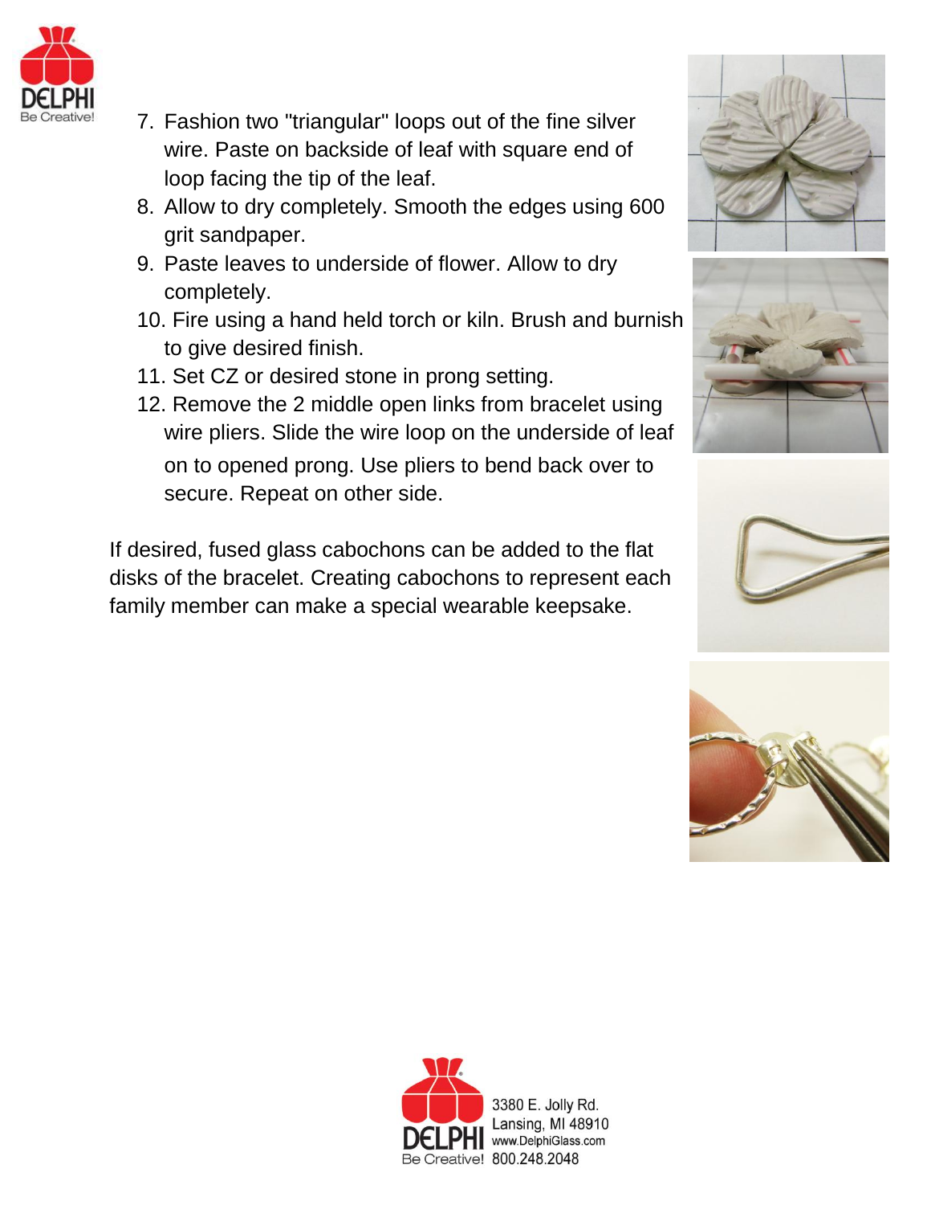7. Fashion two "triangular" loops out of the fine silver wire. Paste on backside of leaf with square end of loop facing the tip of the leaf.
8. Allow to dry completely. Smooth the edges using 600 grit sandpaper.
9. Paste leaves to underside of flower. Allow to dry completely.
10. Fire using a hand held torch or kiln. Brush and burnish to give desired finish.
11. Set CZ or desired stone in prong setting.
12. Remove the 2 middle open links from bracelet using wire pliers. Slide the wire loop on the underside of leaf on to opened prong. Use pliers to bend back over to secure. Repeat on other side.

If desired, fused glass cabochons can be added to the flat disks of the bracelet. Creating cabochons to represent each family member can make a special wearable keepsake.

3380 E. Jolly Rd.
Lansing, MI 48910
www.DelphiGlass.com
800.248.2048